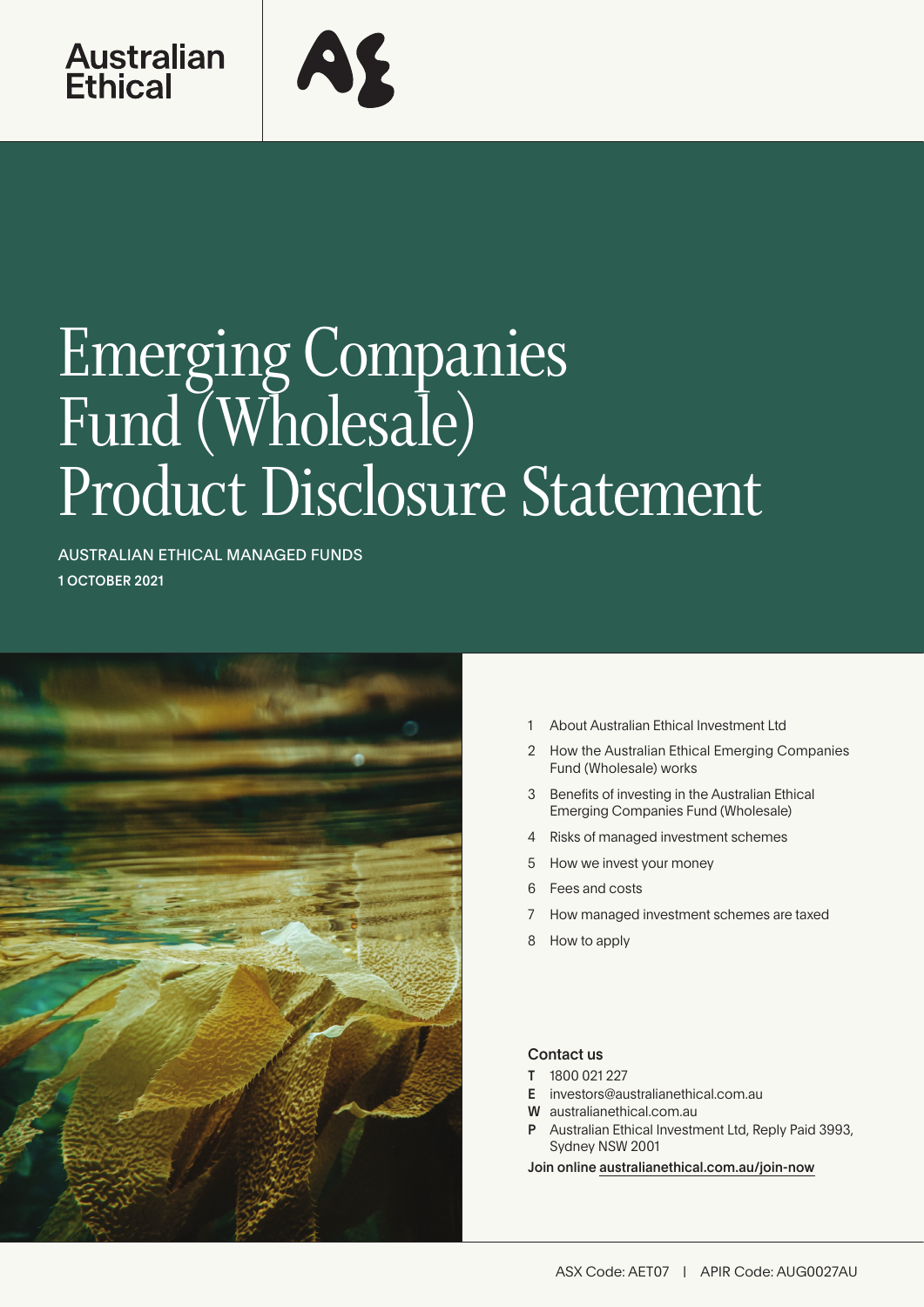Australian Ethical

# Emerging Companies Fund (Wholesale) Product Disclosure Statement

AUSTRALIAN ETHICAL MANAGED FUNDS

**1 OCTOBER 2021**

1. About Australian Ethical Investment Ltd
2. How the Australian Ethical Emerging Companies Fund (Wholesale) works
3. Benefits of investing in the Australian Ethical Emerging Companies Fund (Wholesale)
4. Risks of managed investment schemes
5. How we invest your money
6. Fees and costs
7. How managed investment schemes are taxed
8. How to apply

## Contact us

**T** 1800 021 227
**E** investors@australianethical.com.au
**W** australianethical.com.au
**P** Australian Ethical Investment Ltd, Reply Paid 3993, Sydney NSW 2001

**Join online** australianethical.com.au/join-now

ASX Code: AET07 | APIR Code: AUG0027AU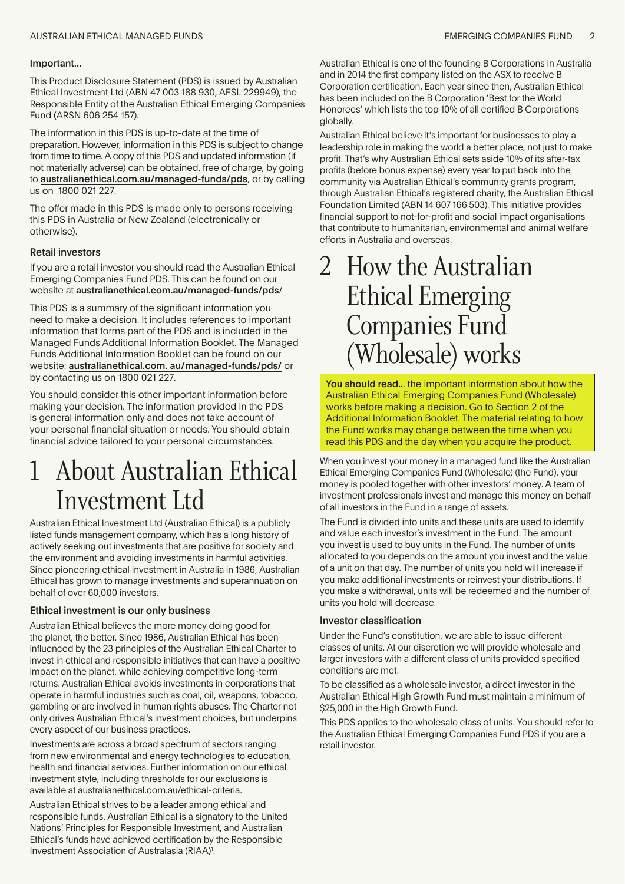### Important...

This Product Disclosure Statement (PDS) is issued by Australian Ethical Investment Ltd (ABN 47 003 188 930, AFSL 229949), the Responsible Entity of the Australian Ethical Emerging Companies Fund (ARSN 606 254 157).

The information in this PDS is up-to-date at the time of preparation. However, information in this PDS is subject to change from time to time. A copy of this PDS and updated information (if not materially adverse) can be obtained, free of charge, by going to **australianethical.com.au/managed-funds/pds**, or by calling us on 1800 021 227.

The offer made in this PDS is made only to persons receiving this PDS in Australia or New Zealand (electronically or otherwise).

### Retail investors

If you are a retail investor you should read the Australian Ethical Emerging Companies Fund PDS. This can be found on our website at **australianethical.com.au/managed-funds/pds/**

This PDS is a summary of the significant information you need to make a decision. It includes references to important information that forms part of the PDS and is included in the Managed Funds Additional Information Booklet. The Managed Funds Additional Information Booklet can be found on our website: **australianethical.com. au/managed-funds/pds/** or by contacting us on 1800 021 227.

You should consider this other important information before making your decision. The information provided in the PDS is general information only and does not take account of your personal financial situation or needs. You should obtain financial advice tailored to your personal circumstances.

# 1 About Australian Ethical Investment Ltd

Australian Ethical Investment Ltd (Australian Ethical) is a publicly listed funds management company, which has a long history of actively seeking out investments that are positive for society and the environment and avoiding investments in harmful activities. Since pioneering ethical investment in Australia in 1986, Australian Ethical has grown to manage investments and superannuation on behalf of over 60,000 investors.

### Ethical investment is our only business

Australian Ethical believes the more money doing good for the planet, the better. Since 1986, Australian Ethical has been influenced by the 23 principles of the Australian Ethical Charter to invest in ethical and responsible initiatives that can have a positive impact on the planet, while achieving competitive long-term returns. Australian Ethical avoids investments in corporations that operate in harmful industries such as coal, oil, weapons, tobacco, gambling or are involved in human rights abuses. The Charter not only drives Australian Ethical's investment choices, but underpins every aspect of our business practices.

Investments are across a broad spectrum of sectors ranging from new environmental and energy technologies to education, health and financial services. Further information on our ethical investment style, including thresholds for our exclusions is available at australianethical.com.au/ethical-criteria.

Australian Ethical strives to be a leader among ethical and responsible funds. Australian Ethical is a signatory to the United Nations' Principles for Responsible Investment, and Australian Ethical's funds have achieved certification by the Responsible Investment Association of Australasia (RIAA)[1].

Australian Ethical is one of the founding B Corporations in Australia and in 2014 the first company listed on the ASX to receive B Corporation certification. Each year since then, Australian Ethical has been included on the B Corporation 'Best for the World Honorees' which lists the top 10% of all certified B Corporations globally.

Australian Ethical believe it's important for businesses to play a leadership role in making the world a better place, not just to make profit. That's why Australian Ethical sets aside 10% of its after-tax profits (before bonus expense) every year to put back into the community via Australian Ethical's community grants program, through Australian Ethical's registered charity, the Australian Ethical Foundation Limited (ABN 14 607 166 503). This initiative provides financial support to not-for-profit and social impact organisations that contribute to humanitarian, environmental and animal welfare efforts in Australia and overseas.

# 2 How the Australian Ethical Emerging Companies Fund (Wholesale) works

**You should read...** the important information about how the Australian Ethical Emerging Companies Fund (Wholesale) works before making a decision. Go to Section 2 of the Additional Information Booklet. The material relating to how the Fund works may change between the time when you read this PDS and the day when you acquire the product.

When you invest your money in a managed fund like the Australian Ethical Emerging Companies Fund (Wholesale) (the Fund), your money is pooled together with other investors' money. A team of investment professionals invest and manage this money on behalf of all investors in the Fund in a range of assets.

The Fund is divided into units and these units are used to identify and value each investor's investment in the Fund. The amount you invest is used to buy units in the Fund. The number of units allocated to you depends on the amount you invest and the value of a unit on that day. The number of units you hold will increase if you make additional investments or reinvest your distributions. If you make a withdrawal, units will be redeemed and the number of units you hold will decrease.

### Investor classification

Under the Fund's constitution, we are able to issue different classes of units. At our discretion we will provide wholesale and larger investors with a different class of units provided specified conditions are met.

To be classified as a wholesale investor, a direct investor in the Australian Ethical High Growth Fund must maintain a minimum of $25,000 in the High Growth Fund.

This PDS applies to the wholesale class of units. You should refer to the Australian Ethical Emerging Companies Fund PDS if you are a retail investor.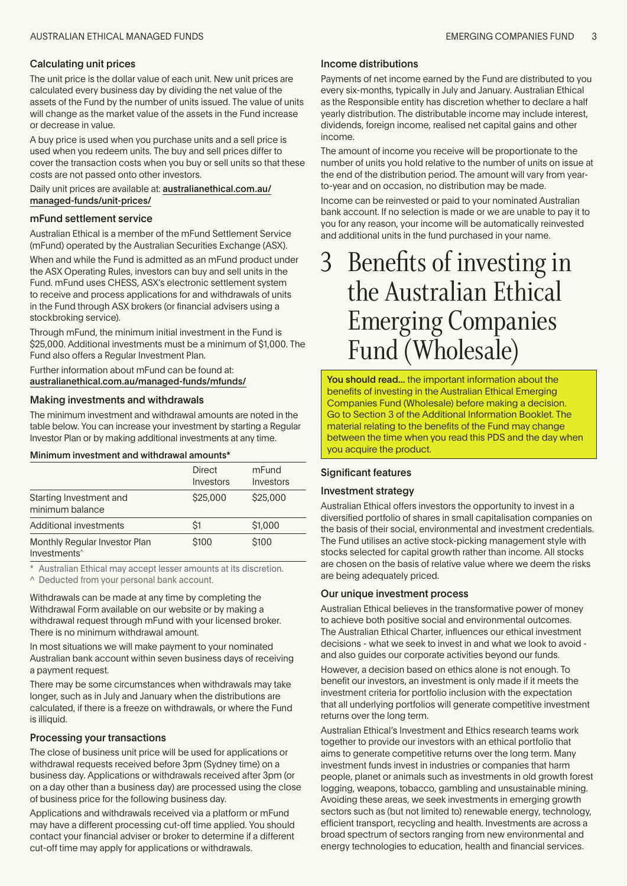### Calculating unit prices

The unit price is the dollar value of each unit. New unit prices are calculated every business day by dividing the net value of the assets of the Fund by the number of units issued. The value of units will change as the market value of the assets in the Fund increase or decrease in value.

A buy price is used when you purchase units and a sell price is used when you redeem units. The buy and sell prices differ to cover the transaction costs when you buy or sell units so that these costs are not passed onto other investors.

Daily unit prices are available at: **australianethical.com.au/managed-funds/unit-prices/**

### mFund settlement service

Australian Ethical is a member of the mFund Settlement Service (mFund) operated by the Australian Securities Exchange (ASX).

When and while the Fund is admitted as an mFund product under the ASX Operating Rules, investors can buy and sell units in the Fund. mFund uses CHESS, ASX's electronic settlement system to receive and process applications for and withdrawals of units in the Fund through ASX brokers (or financial advisers using a stockbroking service).

Through mFund, the minimum initial investment in the Fund is $25,000. Additional investments must be a minimum of $1,000. The Fund also offers a Regular Investment Plan.

Further information about mFund can be found at: **australianethical.com.au/managed-funds/mfunds/**

### Making investments and withdrawals

The minimum investment and withdrawal amounts are noted in the table below. You can increase your investment by starting a Regular Investor Plan or by making additional investments at any time.

**Minimum investment and withdrawal amounts***

| | Direct Investors | mFund Investors |
|---|---|---|
| Starting Investment and minimum balance | $25,000 | $25,000 |
| Additional investments | $1 | $1,000 |
| Monthly Regular Investor Plan Investments^ | $100 | $100 |

\* Australian Ethical may accept lesser amounts at its discretion.
^ Deducted from your personal bank account.

Withdrawals can be made at any time by completing the Withdrawal Form available on our website or by making a withdrawal request through mFund with your licensed broker. There is no minimum withdrawal amount.

In most situations we will make payment to your nominated Australian bank account within seven business days of receiving a payment request.

There may be some circumstances when withdrawals may take longer, such as in July and January when the distributions are calculated, if there is a freeze on withdrawals, or where the Fund is illiquid.

### Processing your transactions

The close of business unit price will be used for applications or withdrawal requests received before 3pm (Sydney time) on a business day. Applications or withdrawals received after 3pm (or on a day other than a business day) are processed using the close of business price for the following business day.

Applications and withdrawals received via a platform or mFund may have a different processing cut-off time applied. You should contact your financial adviser or broker to determine if a different cut-off time may apply for applications or withdrawals.

### Income distributions

Payments of net income earned by the Fund are distributed to you every six-months, typically in July and January. Australian Ethical as the Responsible entity has discretion whether to declare a half yearly distribution. The distributable income may include interest, dividends, foreign income, realised net capital gains and other income.

The amount of income you receive will be proportionate to the number of units you hold relative to the number of units on issue at the end of the distribution period. The amount will vary from year-to-year and on occasion, no distribution may be made.

Income can be reinvested or paid to your nominated Australian bank account. If no selection is made or we are unable to pay it to you for any reason, your income will be automatically reinvested and additional units in the fund purchased in your name.

# 3 Benefits of investing in the Australian Ethical Emerging Companies Fund (Wholesale)

**You should read...** the important information about the benefits of investing in the Australian Ethical Emerging Companies Fund (Wholesale) before making a decision. Go to Section 3 of the Additional Information Booklet. The material relating to the benefits of the Fund may change between the time when you read this PDS and the day when you acquire the product.

### Significant features

### Investment strategy

Australian Ethical offers investors the opportunity to invest in a diversified portfolio of shares in small capitalisation companies on the basis of their social, environmental and investment credentials. The Fund utilises an active stock-picking management style with stocks selected for capital growth rather than income. All stocks are chosen on the basis of relative value where we deem the risks are being adequately priced.

### Our unique investment process

Australian Ethical believes in the transformative power of money to achieve both positive social and environmental outcomes. The Australian Ethical Charter, influences our ethical investment decisions - what we seek to invest in and what we look to avoid - and also guides our corporate activities beyond our funds.

However, a decision based on ethics alone is not enough. To benefit our investors, an investment is only made if it meets the investment criteria for portfolio inclusion with the expectation that all underlying portfolios will generate competitive investment returns over the long term.

Australian Ethical's Investment and Ethics research teams work together to provide our investors with an ethical portfolio that aims to generate competitive returns over the long term. Many investment funds invest in industries or companies that harm people, planet or animals such as investments in old growth forest logging, weapons, tobacco, gambling and unsustainable mining. Avoiding these areas, we seek investments in emerging growth sectors such as (but not limited to) renewable energy, technology, efficient transport, recycling and health. Investments are across a broad spectrum of sectors ranging from new environmental and energy technologies to education, health and financial services.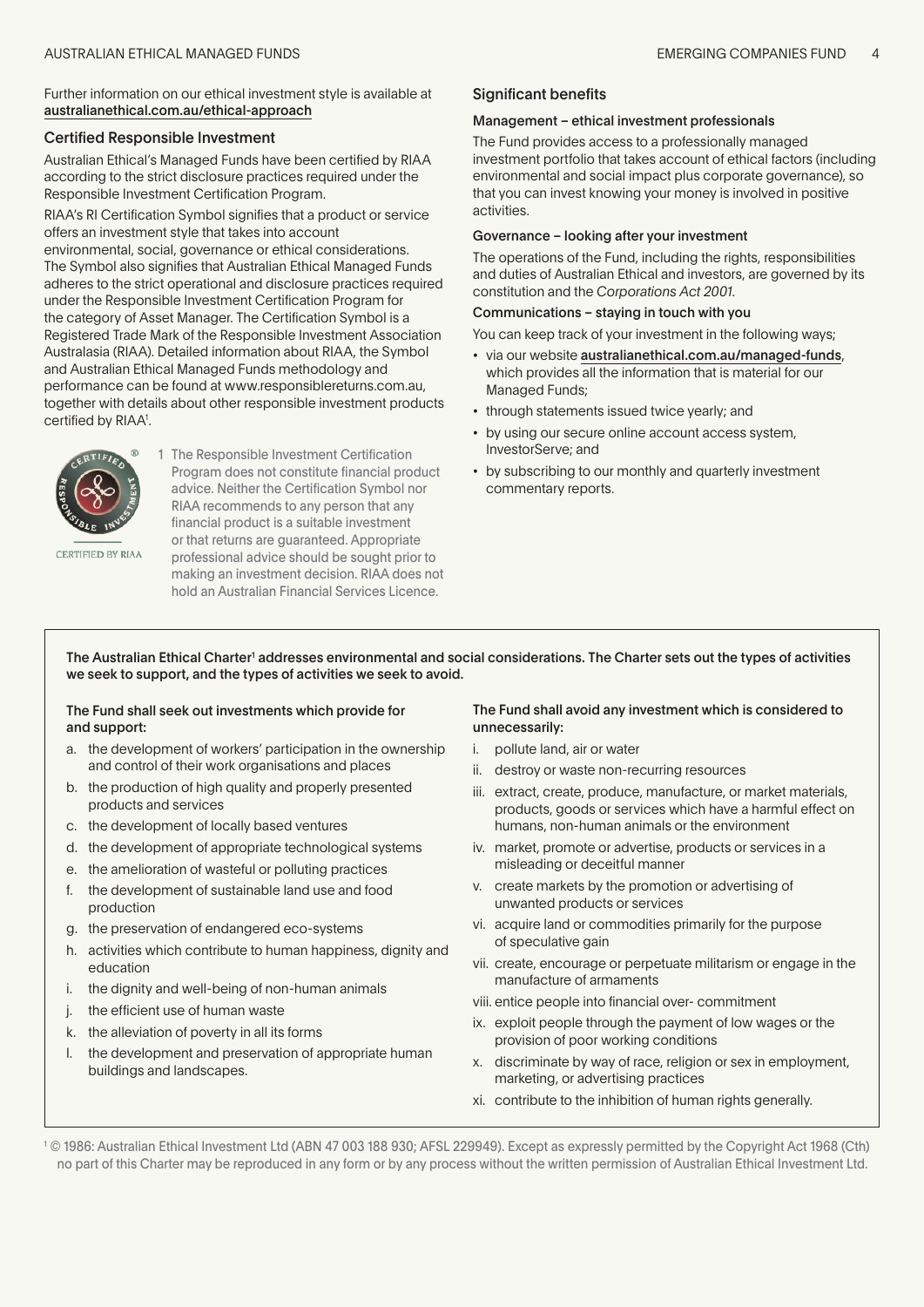Further information on our ethical investment style is available at australianethical.com.au/ethical-approach

### Certified Responsible Investment

Australian Ethical's Managed Funds have been certified by RIAA according to the strict disclosure practices required under the Responsible Investment Certification Program.

RIAA's RI Certification Symbol signifies that a product or service offers an investment style that takes into account environmental, social, governance or ethical considerations. The Symbol also signifies that Australian Ethical Managed Funds adheres to the strict operational and disclosure practices required under the Responsible Investment Certification Program for the category of Asset Manager. The Certification Symbol is a Registered Trade Mark of the Responsible Investment Association Australasia (RIAA). Detailed information about RIAA, the Symbol and Australian Ethical Managed Funds methodology and performance can be found at www.responsiblereturns.com.au, together with details about other responsible investment products certified by RIAA[1].

CERTIFIED BY RIAA

1 The Responsible Investment Certification Program does not constitute financial product advice. Neither the Certification Symbol nor RIAA recommends to any person that any financial product is a suitable investment or that returns are guaranteed. Appropriate professional advice should be sought prior to making an investment decision. RIAA does not hold an Australian Financial Services Licence.

### Significant benefits

#### Management – ethical investment professionals

The Fund provides access to a professionally managed investment portfolio that takes account of ethical factors (including environmental and social impact plus corporate governance), so that you can invest knowing your money is involved in positive activities.

#### Governance – looking after your investment

The operations of the Fund, including the rights, responsibilities and duties of Australian Ethical and investors, are governed by its constitution and the *Corporations Act 2001*.

#### Communications – staying in touch with you

You can keep track of your investment in the following ways;

- via our website australianethical.com.au/managed-funds, which provides all the information that is material for our Managed Funds;
- through statements issued twice yearly; and
- by using our secure online account access system, InvestorServe; and
- by subscribing to our monthly and quarterly investment commentary reports.

**The Australian Ethical Charter[1] addresses environmental and social considerations. The Charter sets out the types of activities we seek to support, and the types of activities we seek to avoid.**

**The Fund shall seek out investments which provide for and support:**

a. the development of workers' participation in the ownership and control of their work organisations and places
b. the production of high quality and properly presented products and services
c. the development of locally based ventures
d. the development of appropriate technological systems
e. the amelioration of wasteful or polluting practices
f. the development of sustainable land use and food production
g. the preservation of endangered eco-systems
h. activities which contribute to human happiness, dignity and education
i. the dignity and well-being of non-human animals
j. the efficient use of human waste
k. the alleviation of poverty in all its forms
l. the development and preservation of appropriate human buildings and landscapes.

**The Fund shall avoid any investment which is considered to unnecessarily:**

i. pollute land, air or water
ii. destroy or waste non-recurring resources
iii. extract, create, produce, manufacture, or market materials, products, goods or services which have a harmful effect on humans, non-human animals or the environment
iv. market, promote or advertise, products or services in a misleading or deceitful manner
v. create markets by the promotion or advertising of unwanted products or services
vi. acquire land or commodities primarily for the purpose of speculative gain
vii. create, encourage or perpetuate militarism or engage in the manufacture of armaments
viii. entice people into financial over- commitment
ix. exploit people through the payment of low wages or the provision of poor working conditions
x. discriminate by way of race, religion or sex in employment, marketing, or advertising practices
xi. contribute to the inhibition of human rights generally.

[1] © 1986: Australian Ethical Investment Ltd (ABN 47 003 188 930; AFSL 229949). Except as expressly permitted by the Copyright Act 1968 (Cth) no part of this Charter may be reproduced in any form or by any process without the written permission of Australian Ethical Investment Ltd.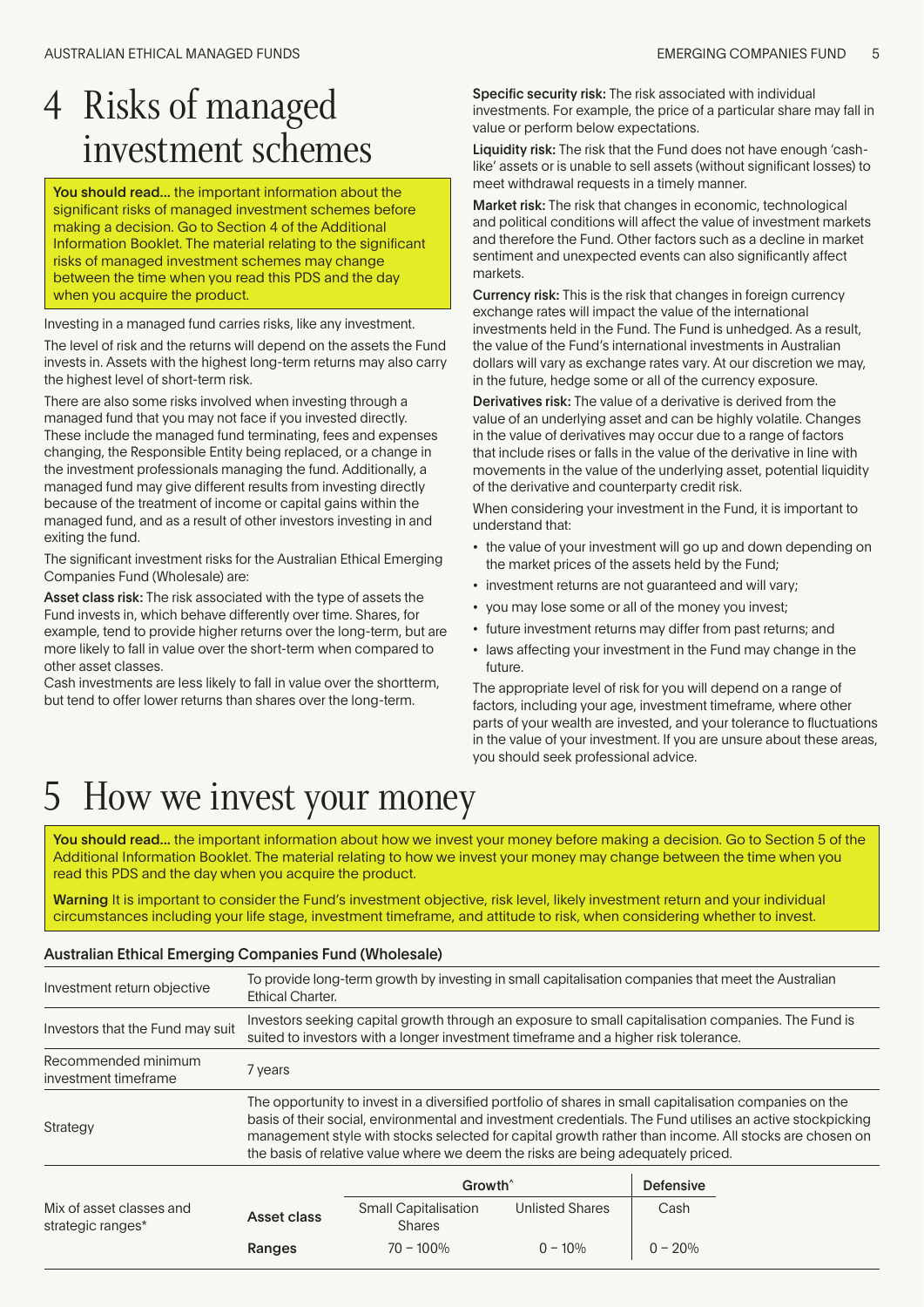# 4 Risks of managed investment schemes

**You should read...** the important information about the significant risks of managed investment schemes before making a decision. Go to Section 4 of the Additional Information Booklet. The material relating to the significant risks of managed investment schemes may change between the time when you read this PDS and the day when you acquire the product.

Investing in a managed fund carries risks, like any investment.

The level of risk and the returns will depend on the assets the Fund invests in. Assets with the highest long-term returns may also carry the highest level of short-term risk.

There are also some risks involved when investing through a managed fund that you may not face if you invested directly. These include the managed fund terminating, fees and expenses changing, the Responsible Entity being replaced, or a change in the investment professionals managing the fund. Additionally, a managed fund may give different results from investing directly because of the treatment of income or capital gains within the managed fund, and as a result of other investors investing in and exiting the fund.

The significant investment risks for the Australian Ethical Emerging Companies Fund (Wholesale) are:

**Asset class risk:** The risk associated with the type of assets the Fund invests in, which behave differently over time. Shares, for example, tend to provide higher returns over the long-term, but are more likely to fall in value over the short-term when compared to other asset classes.
Cash investments are less likely to fall in value over the shortterm, but tend to offer lower returns than shares over the long-term.

**Specific security risk:** The risk associated with individual investments. For example, the price of a particular share may fall in value or perform below expectations.

**Liquidity risk:** The risk that the Fund does not have enough 'cash-like' assets or is unable to sell assets (without significant losses) to meet withdrawal requests in a timely manner.

**Market risk:** The risk that changes in economic, technological and political conditions will affect the value of investment markets and therefore the Fund. Other factors such as a decline in market sentiment and unexpected events can also significantly affect markets.

**Currency risk:** This is the risk that changes in foreign currency exchange rates will impact the value of the international investments held in the Fund. The Fund is unhedged. As a result, the value of the Fund's international investments in Australian dollars will vary as exchange rates vary. At our discretion we may, in the future, hedge some or all of the currency exposure.

**Derivatives risk:** The value of a derivative is derived from the value of an underlying asset and can be highly volatile. Changes in the value of derivatives may occur due to a range of factors that include rises or falls in the value of the derivative in line with movements in the value of the underlying asset, potential liquidity of the derivative and counterparty credit risk.

When considering your investment in the Fund, it is important to understand that:

- the value of your investment will go up and down depending on the market prices of the assets held by the Fund;
- investment returns are not guaranteed and will vary;
- you may lose some or all of the money you invest;
- future investment returns may differ from past returns; and
- laws affecting your investment in the Fund may change in the future.

The appropriate level of risk for you will depend on a range of factors, including your age, investment timeframe, where other parts of your wealth are invested, and your tolerance to fluctuations in the value of your investment. If you are unsure about these areas, you should seek professional advice.

# 5 How we invest your money

**You should read...** the important information about how we invest your money before making a decision. Go to Section 5 of the Additional Information Booklet. The material relating to how we invest your money may change between the time when you read this PDS and the day when you acquire the product.

**Warning** It is important to consider the Fund's investment objective, risk level, likely investment return and your individual circumstances including your life stage, investment timeframe, and attitude to risk, when considering whether to invest.

### Australian Ethical Emerging Companies Fund (Wholesale)

| | |
|---|---|
| Investment return objective | To provide long-term growth by investing in small capitalisation companies that meet the Australian Ethical Charter. |
| Investors that the Fund may suit | Investors seeking capital growth through an exposure to small capitalisation companies. The Fund is suited to investors with a longer investment timeframe and a higher risk tolerance. |
| Recommended minimum investment timeframe | 7 years |
| Strategy | The opportunity to invest in a diversified portfolio of shares in small capitalisation companies on the basis of their social, environmental and investment credentials. The Fund utilises an active stockpicking management style with stocks selected for capital growth rather than income. All stocks are chosen on the basis of relative value where we deem the risks are being adequately priced. |

| Mix of asset classes and strategic ranges* | | Growth^ | | Defensive |
|---|---|---|---|---|
| | **Asset class** | Small Capitalisation Shares | Unlisted Shares | Cash |
| | **Ranges** | 70 – 100% | 0 – 10% | 0 – 20% |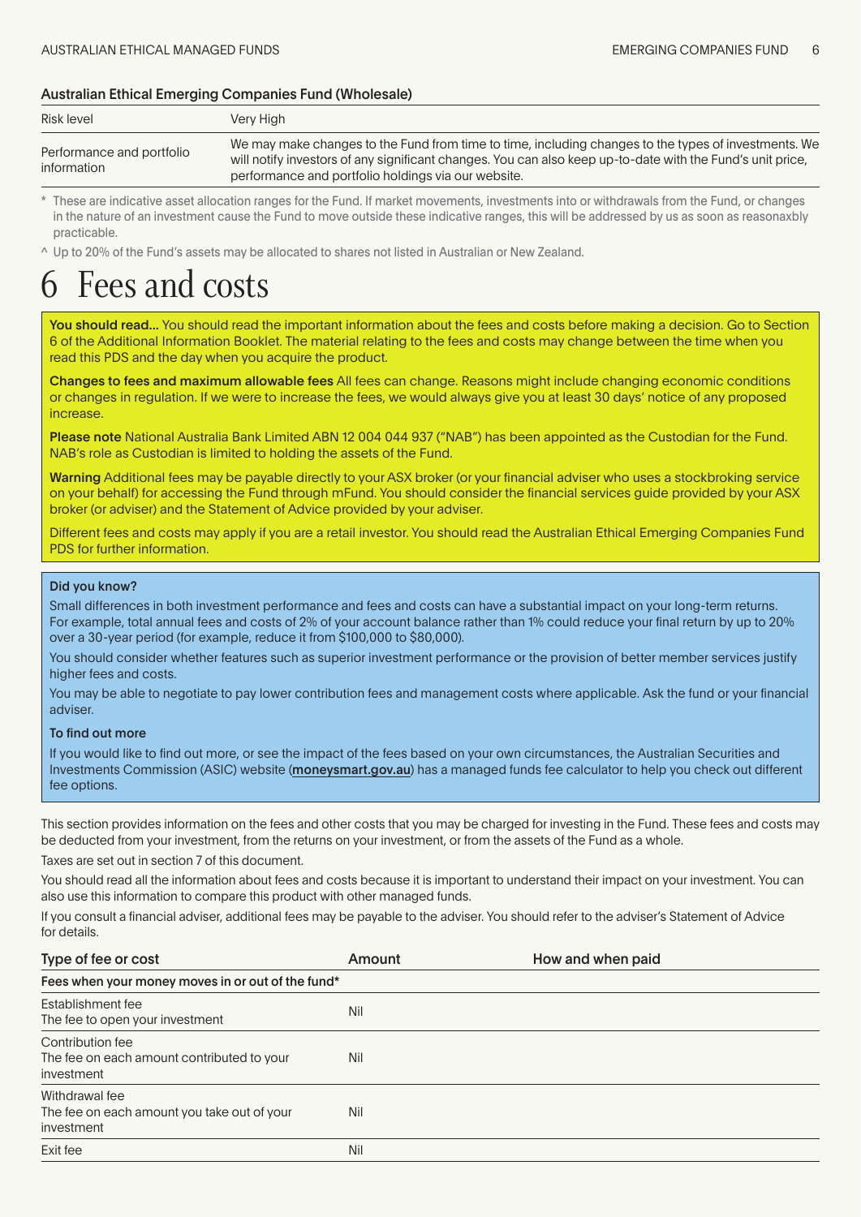#### Australian Ethical Emerging Companies Fund (Wholesale)

| | |
|---|---|
| Risk level | Very High |
| Performance and portfolio information | We may make changes to the Fund from time to time, including changes to the types of investments. We will notify investors of any significant changes. You can also keep up-to-date with the Fund's unit price, performance and portfolio holdings via our website. |

\* These are indicative asset allocation ranges for the Fund. If market movements, investments into or withdrawals from the Fund, or changes in the nature of an investment cause the Fund to move outside these indicative ranges, this will be addressed by us as soon as reasonaxbly practicable.

^ Up to 20% of the Fund's assets may be allocated to shares not listed in Australian or New Zealand.

# 6 Fees and costs

**You should read...** You should read the important information about the fees and costs before making a decision. Go to Section 6 of the Additional Information Booklet. The material relating to the fees and costs may change between the time when you read this PDS and the day when you acquire the product.

**Changes to fees and maximum allowable fees** All fees can change. Reasons might include changing economic conditions or changes in regulation. If we were to increase the fees, we would always give you at least 30 days' notice of any proposed increase.

**Please note** National Australia Bank Limited ABN 12 004 044 937 ("NAB") has been appointed as the Custodian for the Fund. NAB's role as Custodian is limited to holding the assets of the Fund.

**Warning** Additional fees may be payable directly to your ASX broker (or your financial adviser who uses a stockbroking service on your behalf) for accessing the Fund through mFund. You should consider the financial services guide provided by your ASX broker (or adviser) and the Statement of Advice provided by your adviser.

Different fees and costs may apply if you are a retail investor. You should read the Australian Ethical Emerging Companies Fund PDS for further information.

**Did you know?**

Small differences in both investment performance and fees and costs can have a substantial impact on your long-term returns. For example, total annual fees and costs of 2% of your account balance rather than 1% could reduce your final return by up to 20% over a 30-year period (for example, reduce it from $100,000 to $80,000).

You should consider whether features such as superior investment performance or the provision of better member services justify higher fees and costs.

You may be able to negotiate to pay lower contribution fees and management costs where applicable. Ask the fund or your financial adviser.

**To find out more**

If you would like to find out more, or see the impact of the fees based on your own circumstances, the Australian Securities and Investments Commission (ASIC) website (**moneysmart.gov.au**) has a managed funds fee calculator to help you check out different fee options.

This section provides information on the fees and other costs that you may be charged for investing in the Fund. These fees and costs may be deducted from your investment, from the returns on your investment, or from the assets of the Fund as a whole.

Taxes are set out in section 7 of this document.

You should read all the information about fees and costs because it is important to understand their impact on your investment. You can also use this information to compare this product with other managed funds.

If you consult a financial adviser, additional fees may be payable to the adviser. You should refer to the adviser's Statement of Advice for details.

| Type of fee or cost | Amount | How and when paid |
|---|---|---|
| **Fees when your money moves in or out of the fund*** | | |
| Establishment fee<br>The fee to open your investment | Nil | |
| Contribution fee<br>The fee on each amount contributed to your investment | Nil | |
| Withdrawal fee<br>The fee on each amount you take out of your investment | Nil | |
| Exit fee | Nil | |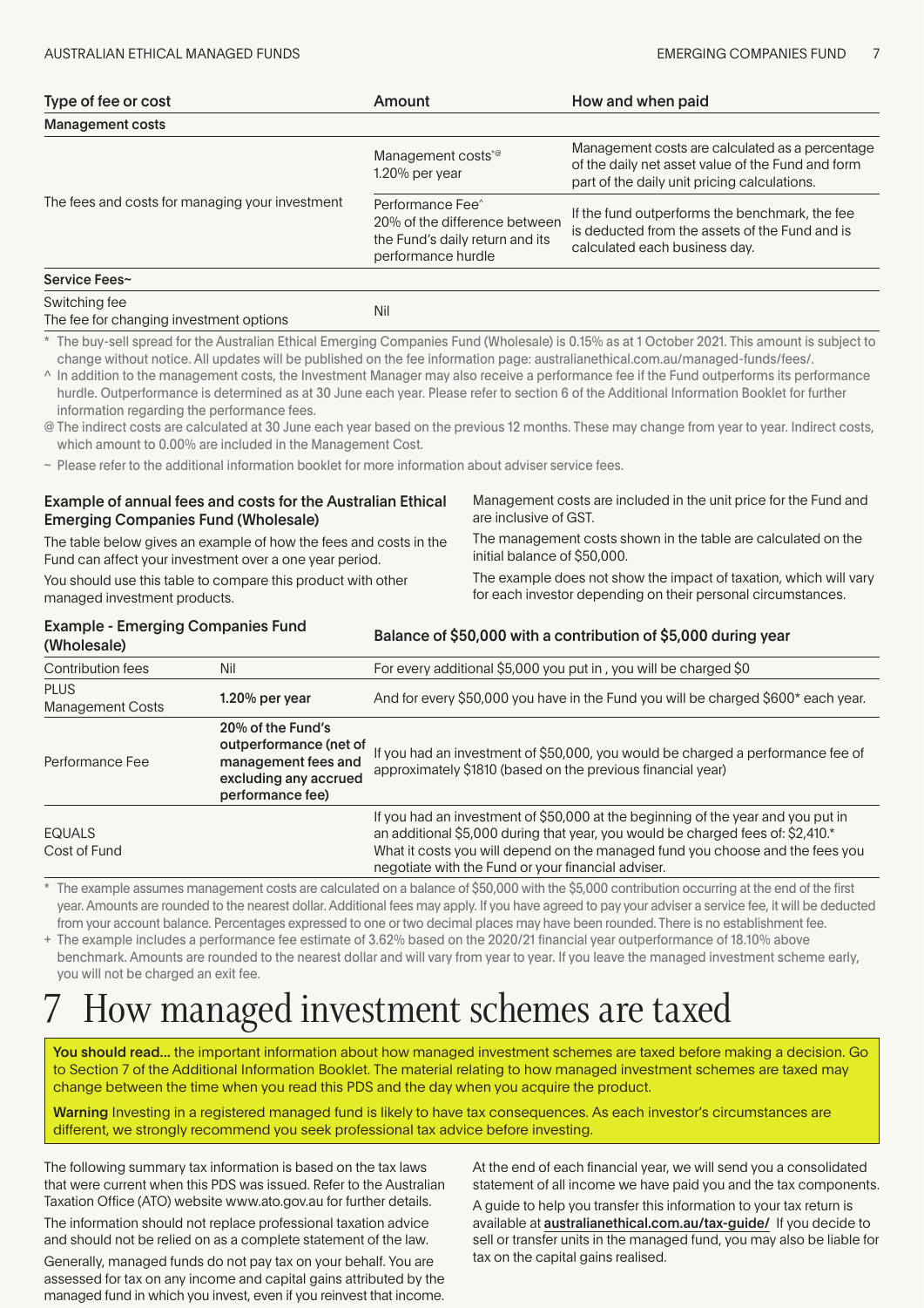| Type of fee or cost | Amount | How and when paid |
|---|---|---|
| **Management costs** | | |
| The fees and costs for managing your investment | Management costs*@ 1.20% per year | Management costs are calculated as a percentage of the daily net asset value of the Fund and form part of the daily unit pricing calculations. |
| | Performance Fee^ 20% of the difference between the Fund's daily return and its performance hurdle | If the fund outperforms the benchmark, the fee is deducted from the assets of the Fund and is calculated each business day. |
| **Service Fees~** | | |
| Switching fee The fee for changing investment options | Nil | |

\* The buy-sell spread for the Australian Ethical Emerging Companies Fund (Wholesale) is 0.15% as at 1 October 2021. This amount is subject to change without notice. All updates will be published on the fee information page: australianethical.com.au/managed-funds/fees/.

^ In addition to the management costs, the Investment Manager may also receive a performance fee if the Fund outperforms its performance hurdle. Outperformance is determined as at 30 June each year. Please refer to section 6 of the Additional Information Booklet for further information regarding the performance fees.

@ The indirect costs are calculated at 30 June each year based on the previous 12 months. These may change from year to year. Indirect costs, which amount to 0.00% are included in the Management Cost.

~ Please refer to the additional information booklet for more information about adviser service fees.

### Example of annual fees and costs for the Australian Ethical Emerging Companies Fund (Wholesale)

The table below gives an example of how the fees and costs in the Fund can affect your investment over a one year period.

You should use this table to compare this product with other managed investment products.

Management costs are included in the unit price for the Fund and are inclusive of GST.

The management costs shown in the table are calculated on the initial balance of $50,000.

The example does not show the impact of taxation, which will vary for each investor depending on their personal circumstances.

| Example - Emerging Companies Fund (Wholesale) | | Balance of $50,000 with a contribution of $5,000 during year |
|---|---|---|
| Contribution fees | Nil | For every additional $5,000 you put in , you will be charged $0 |
| PLUS Management Costs | **1.20% per year** | And for every $50,000 you have in the Fund you will be charged $600* each year. |
| Performance Fee | **20% of the Fund's outperformance (net of management fees and excluding any accrued performance fee)** | If you had an investment of $50,000, you would be charged a performance fee of approximately $1810 (based on the previous financial year) |
| EQUALS Cost of Fund | | If you had an investment of $50,000 at the beginning of the year and you put in an additional $5,000 during that year, you would be charged fees of: $2,410.* What it costs you will depend on the managed fund you choose and the fees you negotiate with the Fund or your financial adviser. |

\* The example assumes management costs are calculated on a balance of $50,000 with the $5,000 contribution occurring at the end of the first year. Amounts are rounded to the nearest dollar. Additional fees may apply. If you have agreed to pay your adviser a service fee, it will be deducted from your account balance. Percentages expressed to one or two decimal places may have been rounded. There is no establishment fee.

\+ The example includes a performance fee estimate of 3.62% based on the 2020/21 financial year outperformance of 18.10% above benchmark. Amounts are rounded to the nearest dollar and will vary from year to year. If you leave the managed investment scheme early, you will not be charged an exit fee.

# 7 How managed investment schemes are taxed

**You should read...** the important information about how managed investment schemes are taxed before making a decision. Go to Section 7 of the Additional Information Booklet. The material relating to how managed investment schemes are taxed may change between the time when you read this PDS and the day when you acquire the product.

**Warning** Investing in a registered managed fund is likely to have tax consequences. As each investor's circumstances are different, we strongly recommend you seek professional tax advice before investing.

The following summary tax information is based on the tax laws that were current when this PDS was issued. Refer to the Australian Taxation Office (ATO) website www.ato.gov.au for further details.

The information should not replace professional taxation advice and should not be relied on as a complete statement of the law.

Generally, managed funds do not pay tax on your behalf. You are assessed for tax on any income and capital gains attributed by the managed fund in which you invest, even if you reinvest that income.

At the end of each financial year, we will send you a consolidated statement of all income we have paid you and the tax components.

A guide to help you transfer this information to your tax return is available at **australianethical.com.au/tax-guide/** If you decide to sell or transfer units in the managed fund, you may also be liable for tax on the capital gains realised.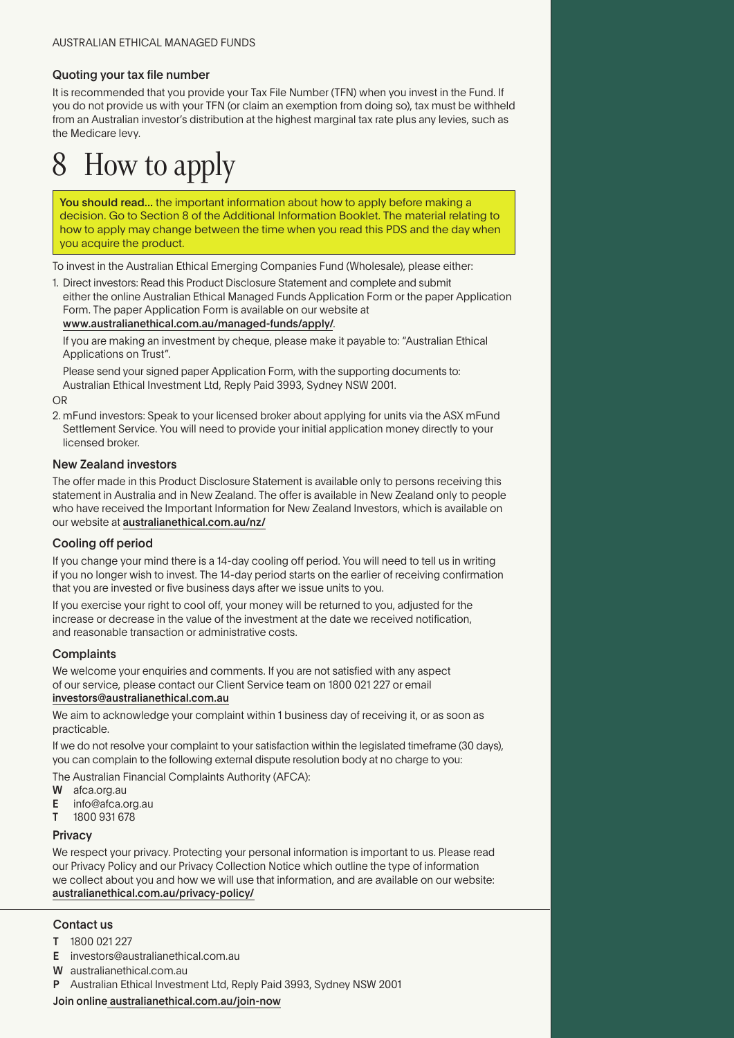### Quoting your tax file number

It is recommended that you provide your Tax File Number (TFN) when you invest in the Fund. If you do not provide us with your TFN (or claim an exemption from doing so), tax must be withheld from an Australian investor's distribution at the highest marginal tax rate plus any levies, such as the Medicare levy.

# 8 How to apply

**You should read...** the important information about how to apply before making a decision. Go to Section 8 of the Additional Information Booklet. The material relating to how to apply may change between the time when you read this PDS and the day when you acquire the product.

To invest in the Australian Ethical Emerging Companies Fund (Wholesale), please either:

1. Direct investors: Read this Product Disclosure Statement and complete and submit either the online Australian Ethical Managed Funds Application Form or the paper Application Form. The paper Application Form is available on our website at www.australianethical.com.au/managed-funds/apply/.

   If you are making an investment by cheque, please make it payable to: "Australian Ethical Applications on Trust".

   Please send your signed paper Application Form, with the supporting documents to: Australian Ethical Investment Ltd, Reply Paid 3993, Sydney NSW 2001.

OR

2. mFund investors: Speak to your licensed broker about applying for units via the ASX mFund Settlement Service. You will need to provide your initial application money directly to your licensed broker.

### New Zealand investors

The offer made in this Product Disclosure Statement is available only to persons receiving this statement in Australia and in New Zealand. The offer is available in New Zealand only to people who have received the Important Information for New Zealand Investors, which is available on our website at australianethical.com.au/nz/

### Cooling off period

If you change your mind there is a 14-day cooling off period. You will need to tell us in writing if you no longer wish to invest. The 14-day period starts on the earlier of receiving confirmation that you are invested or five business days after we issue units to you.

If you exercise your right to cool off, your money will be returned to you, adjusted for the increase or decrease in the value of the investment at the date we received notification, and reasonable transaction or administrative costs.

### Complaints

We welcome your enquiries and comments. If you are not satisfied with any aspect of our service, please contact our Client Service team on 1800 021 227 or email investors@australianethical.com.au

We aim to acknowledge your complaint within 1 business day of receiving it, or as soon as practicable.

If we do not resolve your complaint to your satisfaction within the legislated timeframe (30 days), you can complain to the following external dispute resolution body at no charge to you:

The Australian Financial Complaints Authority (AFCA):

**W** afca.org.au
**E** info@afca.org.au
**T** 1800 931 678

### Privacy

We respect your privacy. Protecting your personal information is important to us. Please read our Privacy Policy and our Privacy Collection Notice which outline the type of information we collect about you and how we will use that information, and are available on our website: australianethical.com.au/privacy-policy/

### Contact us

**T** 1800 021 227
**E** investors@australianethical.com.au
**W** australianethical.com.au
**P** Australian Ethical Investment Ltd, Reply Paid 3993, Sydney NSW 2001

Join online australianethical.com.au/join-now